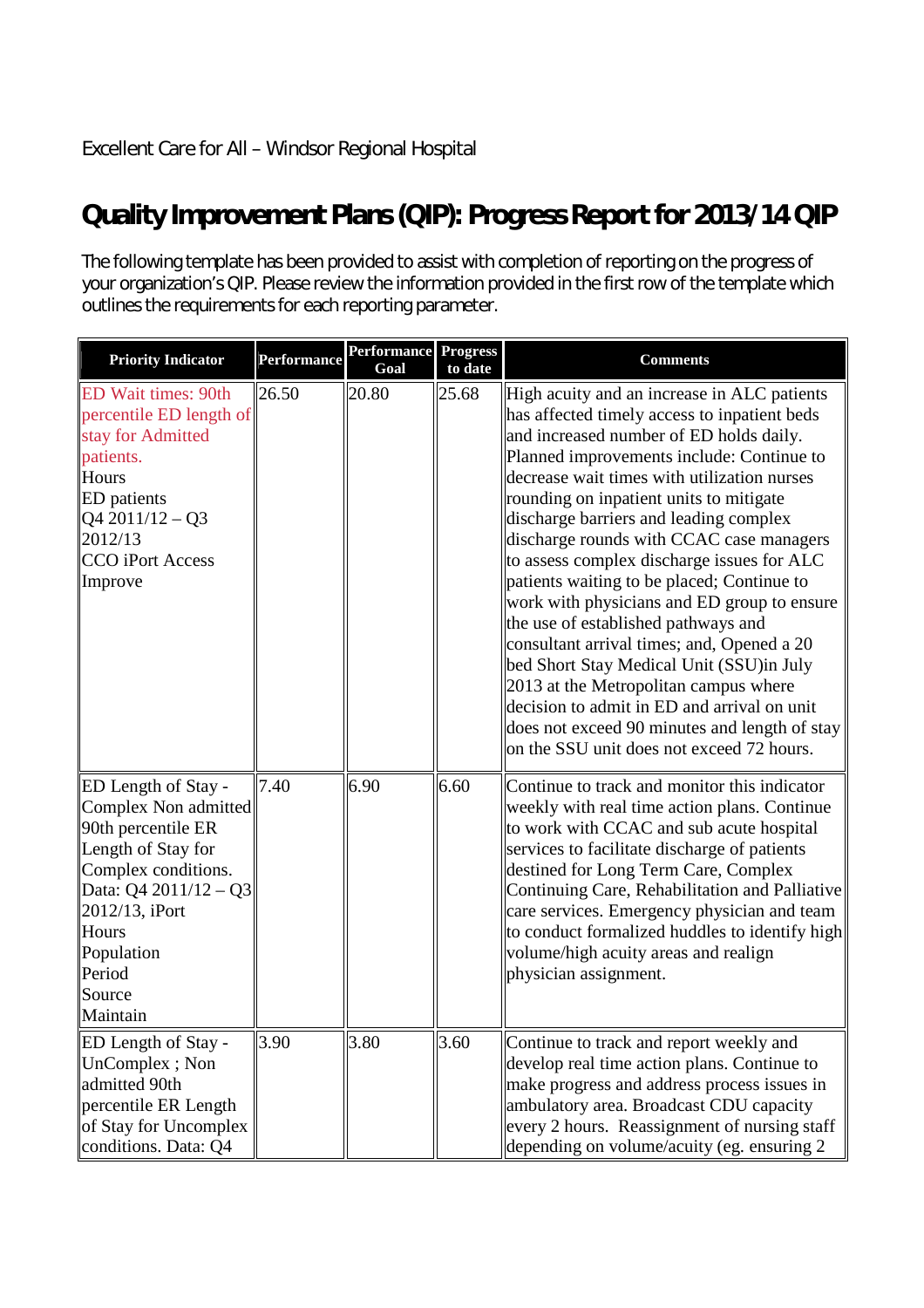Excellent Care for All – Windsor Regional Hospital

# Quality Improvement Plans (QIP): Progress Report for 2013/14 QIP

The following template has been provided to assist with completion of reporting on the progress of your organization's QIP. Please review the information provided in the first row of the template which outlines the requirements for each reporting parameter.

| Priority Indicator | Performance | Performance Goal | Progress to date | Comments |
|---|---|---|---|---|
| ED Wait times: 90th percentile ED length of stay for Admitted patients.<br>Hours<br>ED patients<br>Q4 2011/12 – Q3 2012/13<br>CCO iPort Access<br>Improve | 26.50 | 20.80 | 25.68 | High acuity and an increase in ALC patients has affected timely access to inpatient beds and increased number of ED holds daily. Planned improvements include: Continue to decrease wait times with utilization nurses rounding on inpatient units to mitigate discharge barriers and leading complex discharge rounds with CCAC case managers to assess complex discharge issues for ALC patients waiting to be placed; Continue to work with physicians and ED group to ensure the use of established pathways and consultant arrival times; and, Opened a 20 bed Short Stay Medical Unit (SSU)in July 2013 at the Metropolitan campus where decision to admit in ED and arrival on unit does not exceed 90 minutes and length of stay on the SSU unit does not exceed 72 hours. |
| ED Length of Stay - Complex Non admitted 90th percentile ER Length of Stay for Complex conditions. Data: Q4 2011/12 – Q3 2012/13, iPort<br>Hours<br>Population<br>Period<br>Source<br>Maintain | 7.40 | 6.90 | 6.60 | Continue to track and monitor this indicator weekly with real time action plans. Continue to work with CCAC and sub acute hospital services to facilitate discharge of patients destined for Long Term Care, Complex Continuing Care, Rehabilitation and Palliative care services. Emergency physician and team to conduct formalized huddles to identify high volume/high acuity areas and realign physician assignment. |
| ED Length of Stay - UnComplex ; Non admitted 90th percentile ER Length of Stay for Uncomplex conditions. Data: Q4 | 3.90 | 3.80 | 3.60 | Continue to track and report weekly and develop real time action plans. Continue to make progress and address process issues in ambulatory area. Broadcast CDU capacity every 2 hours. Reassignment of nursing staff depending on volume/acuity (eg. ensuring 2 |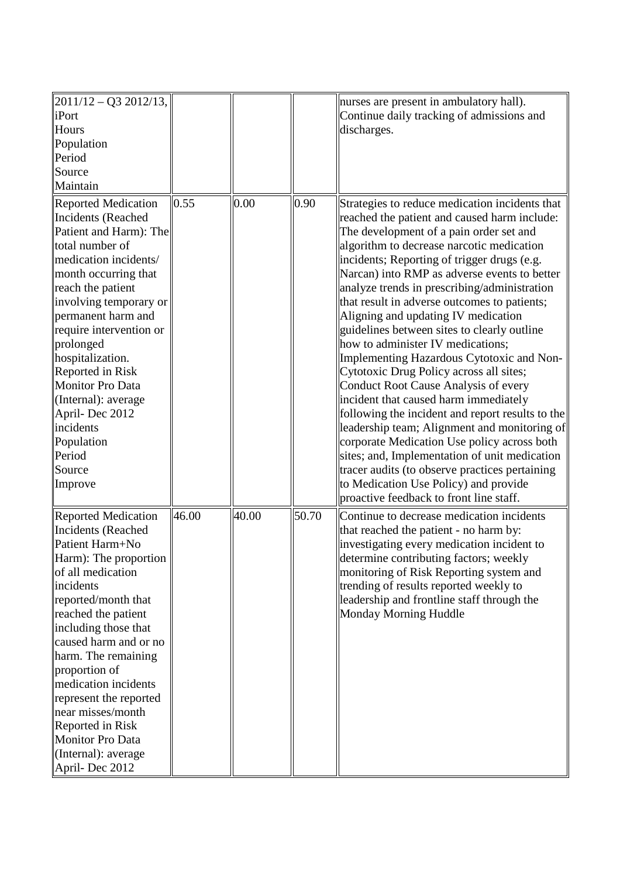| | | | | |
|---|---|---|---|---|
| 2011/12 – Q3 2012/13, iPort<br>Hours<br>Population<br>Period<br>Source<br>Maintain | | | | nurses are present in ambulatory hall). Continue daily tracking of admissions and discharges. |
| Reported Medication Incidents (Reached Patient and Harm): The total number of medication incidents/ month occurring that reach the patient involving temporary or permanent harm and require intervention or prolonged hospitalization. Reported in Risk Monitor Pro Data (Internal): average April- Dec 2012<br>incidents<br>Population<br>Period<br>Source<br>Improve | 0.55 | 0.00 | 0.90 | Strategies to reduce medication incidents that reached the patient and caused harm include: The development of a pain order set and algorithm to decrease narcotic medication incidents; Reporting of trigger drugs (e.g. Narcan) into RMP as adverse events to better analyze trends in prescribing/administration that result in adverse outcomes to patients; Aligning and updating IV medication guidelines between sites to clearly outline how to administer IV medications; Implementing Hazardous Cytotoxic and Non-Cytotoxic Drug Policy across all sites; Conduct Root Cause Analysis of every incident that caused harm immediately following the incident and report results to the leadership team; Alignment and monitoring of corporate Medication Use policy across both sites; and, Implementation of unit medication tracer audits (to observe practices pertaining to Medication Use Policy) and provide proactive feedback to front line staff. |
| Reported Medication Incidents (Reached Patient Harm+No Harm): The proportion of all medication incidents reported/month that reached the patient including those that caused harm and or no harm. The remaining proportion of medication incidents represent the reported near misses/month Reported in Risk Monitor Pro Data (Internal): average April- Dec 2012 | 46.00 | 40.00 | 50.70 | Continue to decrease medication incidents that reached the patient - no harm by: investigating every medication incident to determine contributing factors; weekly monitoring of Risk Reporting system and trending of results reported weekly to leadership and frontline staff through the Monday Morning Huddle |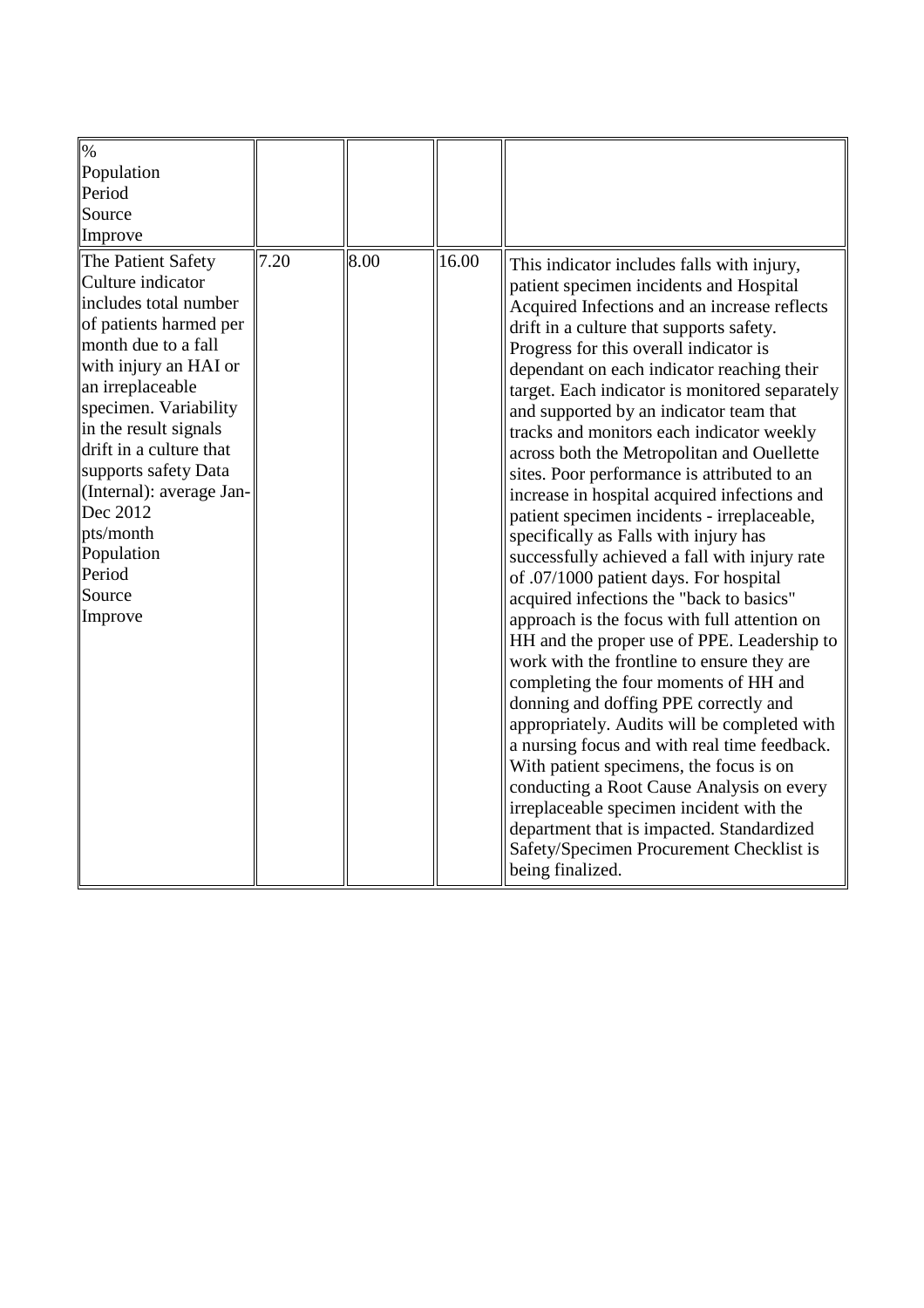| | | | | |
|---|---|---|---|---|
| %<br>Population<br>Period<br>Source<br>Improve | | | | |
| The Patient Safety Culture indicator includes total number of patients harmed per month due to a fall with injury an HAI or an irreplaceable specimen. Variability in the result signals drift in a culture that supports safety Data (Internal): average Jan-Dec 2012<br>pts/month<br>Population<br>Period<br>Source<br>Improve | 7.20 | 8.00 | 16.00 | This indicator includes falls with injury, patient specimen incidents and Hospital Acquired Infections and an increase reflects drift in a culture that supports safety. Progress for this overall indicator is dependant on each indicator reaching their target. Each indicator is monitored separately and supported by an indicator team that tracks and monitors each indicator weekly across both the Metropolitan and Ouellette sites. Poor performance is attributed to an increase in hospital acquired infections and patient specimen incidents - irreplaceable, specifically as Falls with injury has successfully achieved a fall with injury rate of .07/1000 patient days. For hospital acquired infections the "back to basics" approach is the focus with full attention on HH and the proper use of PPE. Leadership to work with the frontline to ensure they are completing the four moments of HH and donning and doffing PPE correctly and appropriately. Audits will be completed with a nursing focus and with real time feedback. With patient specimens, the focus is on conducting a Root Cause Analysis on every irreplaceable specimen incident with the department that is impacted. Standardized Safety/Specimen Procurement Checklist is being finalized. |